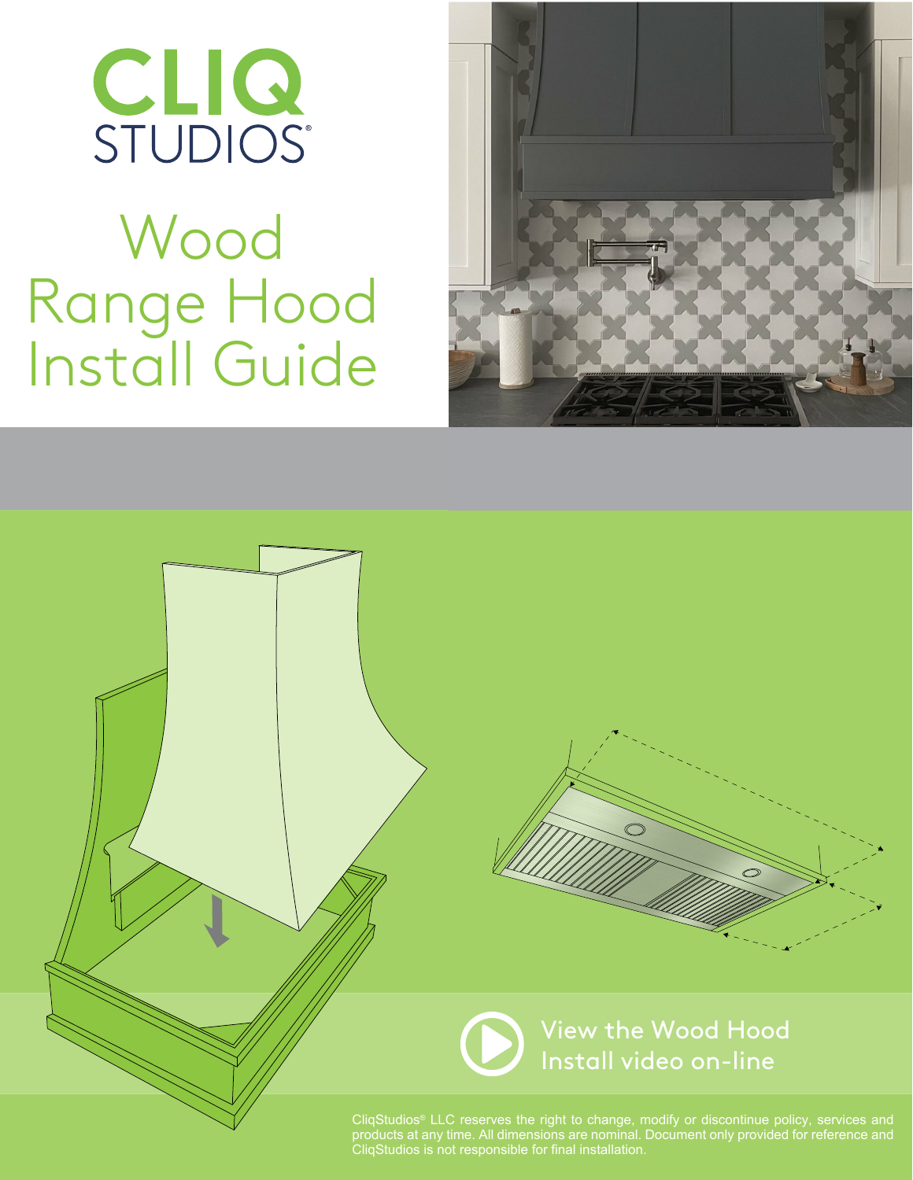CLIQ STUDIOS®

# Wood Range Hood Install Guide

View the Wood Hood Install video on-line

CliqStudios® LLC reserves the right to change, modify or discontinue policy, services and products at any time. All dimensions are nominal. Document only provided for reference and CliqStudios is not responsible for final installation.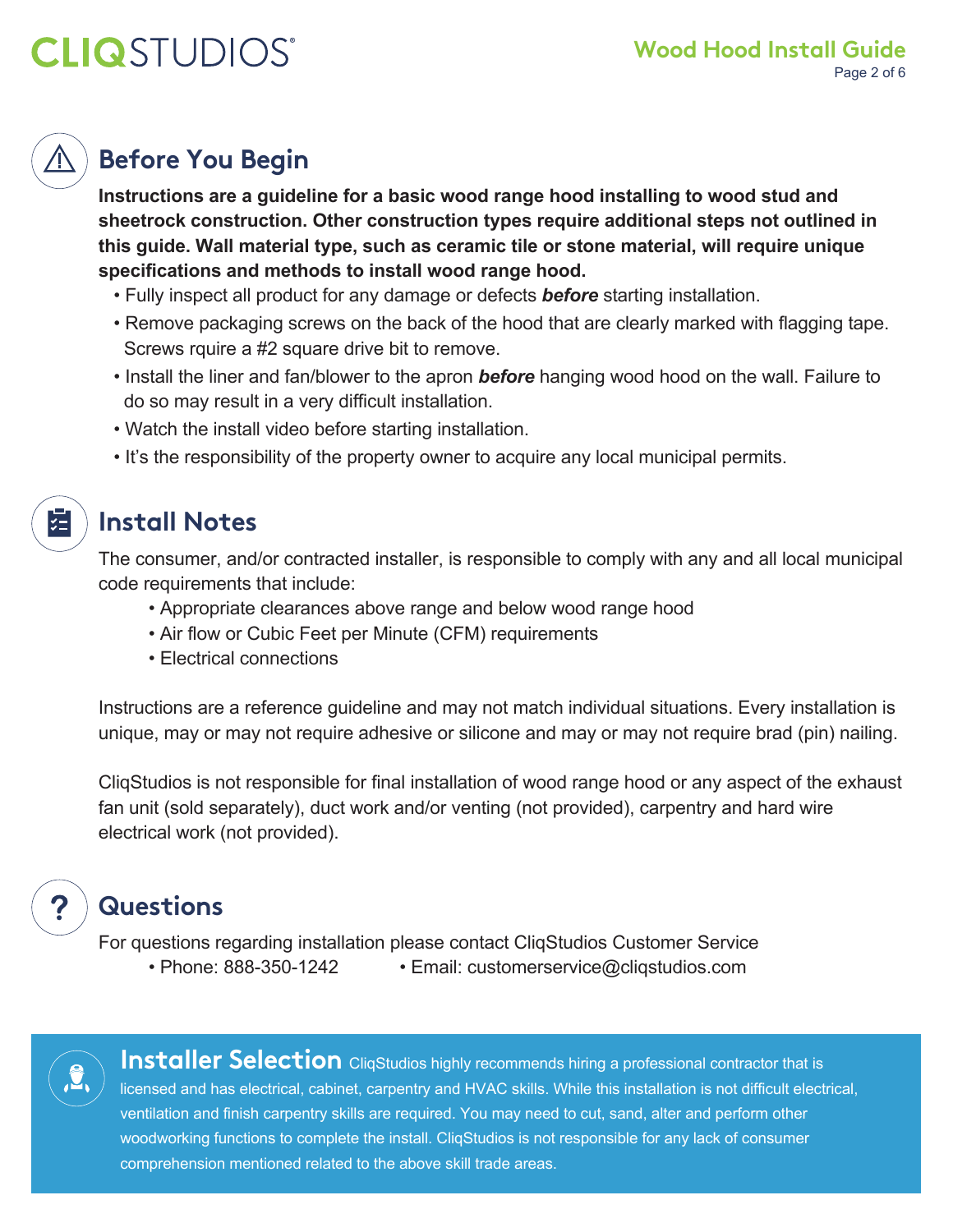## Before You Begin

**Instructions are a guideline for a basic wood range hood installing to wood stud and sheetrock construction. Other construction types require additional steps not outlined in this guide. Wall material type, such as ceramic tile or stone material, will require unique specifications and methods to install wood range hood.**

- Fully inspect all product for any damage or defects ***before*** starting installation.
- Remove packaging screws on the back of the hood that are clearly marked with flagging tape. Screws rquire a #2 square drive bit to remove.
- Install the liner and fan/blower to the apron ***before*** hanging wood hood on the wall. Failure to do so may result in a very difficult installation.
- Watch the install video before starting installation.
- It's the responsibility of the property owner to acquire any local municipal permits.

## Install Notes

The consumer, and/or contracted installer, is responsible to comply with any and all local municipal code requirements that include:

- Appropriate clearances above range and below wood range hood
- Air flow or Cubic Feet per Minute (CFM) requirements
- Electrical connections

Instructions are a reference guideline and may not match individual situations. Every installation is unique, may or may not require adhesive or silicone and may or may not require brad (pin) nailing.

CliqStudios is not responsible for final installation of wood range hood or any aspect of the exhaust fan unit (sold separately), duct work and/or venting (not provided), carpentry and hard wire electrical work (not provided).

## Questions

For questions regarding installation please contact CliqStudios Customer Service

- Phone: 888-350-1242
- Email: customerservice@cliqstudios.com

**Installer Selection** CliqStudios highly recommends hiring a professional contractor that is licensed and has electrical, cabinet, carpentry and HVAC skills. While this installation is not difficult electrical, ventilation and finish carpentry skills are required. You may need to cut, sand, alter and perform other woodworking functions to complete the install. CliqStudios is not responsible for any lack of consumer comprehension mentioned related to the above skill trade areas.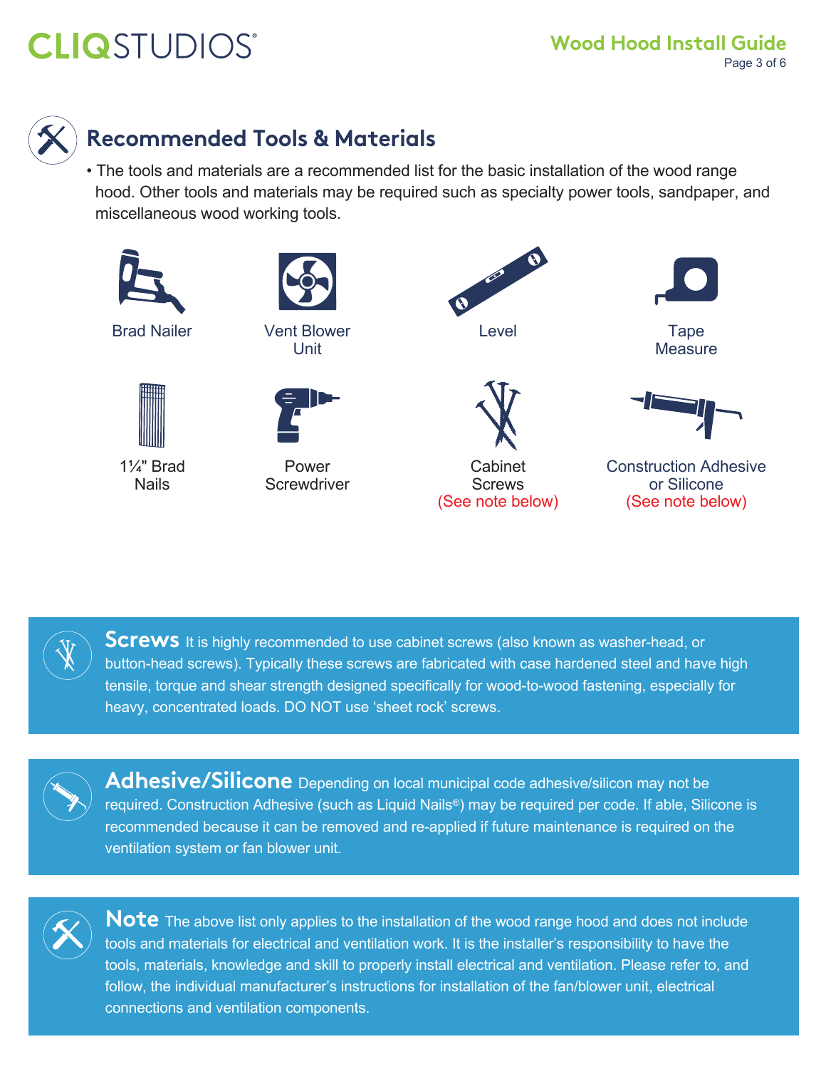## Recommended Tools & Materials

- The tools and materials are a recommended list for the basic installation of the wood range hood. Other tools and materials may be required such as specialty power tools, sandpaper, and miscellaneous wood working tools.

Brad Nailer

Vent Blower Unit

Level

Tape Measure

1¼" Brad Nails

Power Screwdriver

Cabinet Screws (See note below)

Construction Adhesive or Silicone (See note below)

**Screws** It is highly recommended to use cabinet screws (also known as washer-head, or button-head screws). Typically these screws are fabricated with case hardened steel and have high tensile, torque and shear strength designed specifically for wood-to-wood fastening, especially for heavy, concentrated loads. DO NOT use 'sheet rock' screws.

**Adhesive/Silicone** Depending on local municipal code adhesive/silicon may not be required. Construction Adhesive (such as Liquid Nails®) may be required per code. If able, Silicone is recommended because it can be removed and re-applied if future maintenance is required on the ventilation system or fan blower unit.

**Note** The above list only applies to the installation of the wood range hood and does not include tools and materials for electrical and ventilation work. It is the installer's responsibility to have the tools, materials, knowledge and skill to properly install electrical and ventilation. Please refer to, and follow, the individual manufacturer's instructions for installation of the fan/blower unit, electrical connections and ventilation components.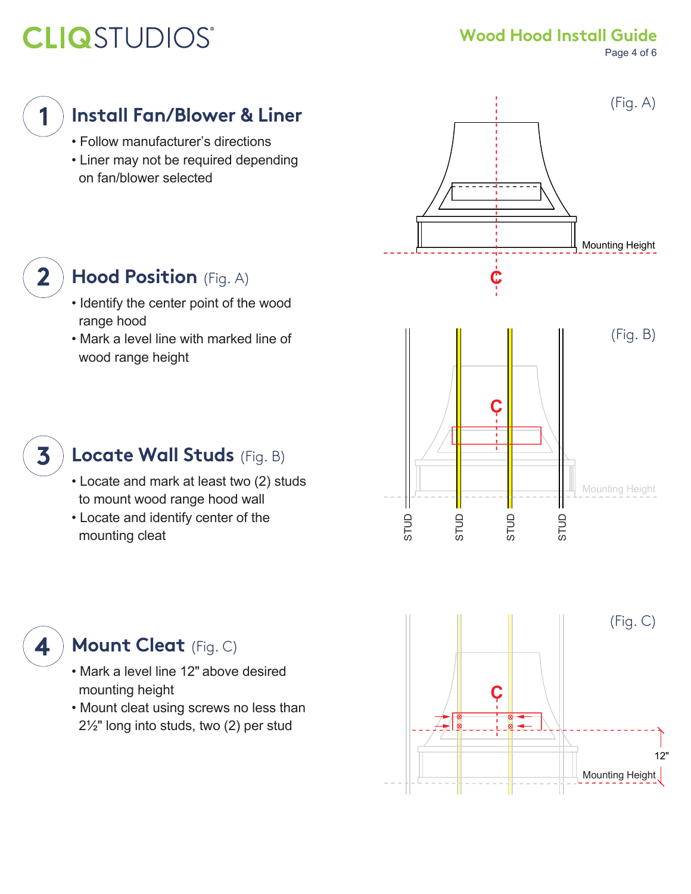## 1 Install Fan/Blower & Liner

- Follow manufacturer's directions
- Liner may not be required depending on fan/blower selected

## 2 Hood Position (Fig. A)

- Identify the center point of the wood range hood
- Mark a level line with marked line of wood range height

## 3 Locate Wall Studs (Fig. B)

- Locate and mark at least two (2) studs to mount wood range hood wall
- Locate and identify center of the mounting cleat

## 4 Mount Cleat (Fig. C)

- Mark a level line 12" above desired mounting height
- Mount cleat using screws no less than 2½" long into studs, two (2) per stud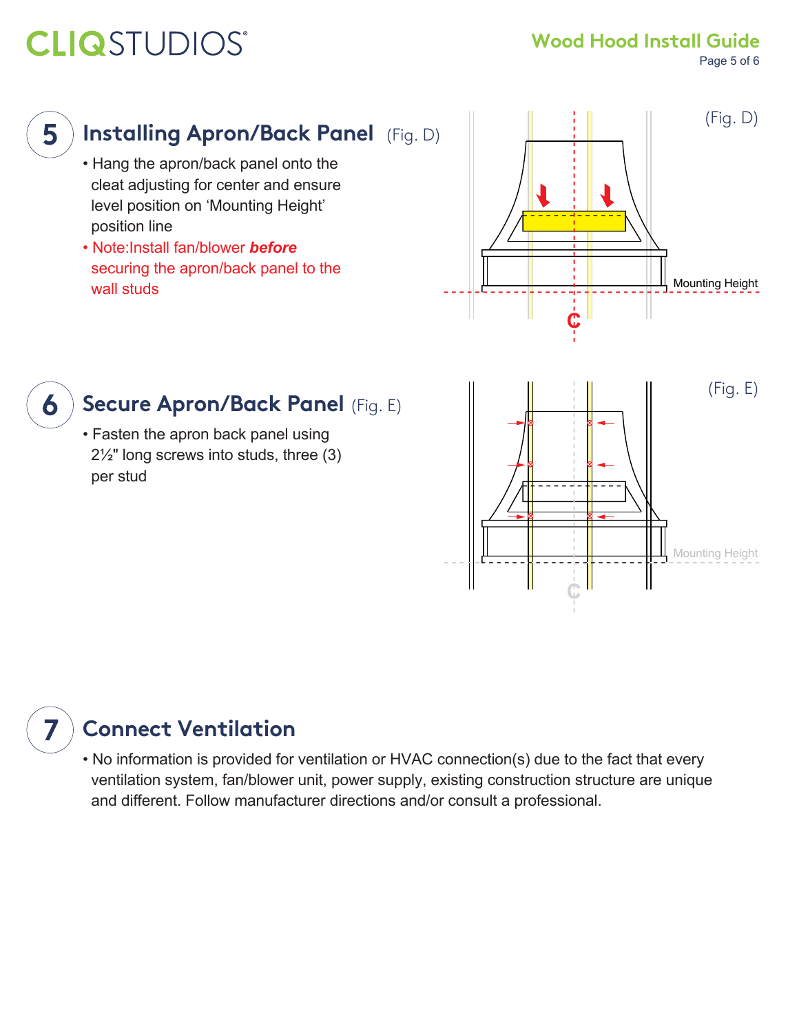## 5 Installing Apron/Back Panel (Fig. D)

- Hang the apron/back panel onto the cleat adjusting for center and ensure level position on 'Mounting Height' position line
- Note:Install fan/blower ***before*** securing the apron/back panel to the wall studs

(Fig. D)

Mounting Height

## 6 Secure Apron/Back Panel (Fig. E)

- Fasten the apron back panel using 2½" long screws into studs, three (3) per stud

(Fig. E)

Mounting Height

## 7 Connect Ventilation

- No information is provided for ventilation or HVAC connection(s) due to the fact that every ventilation system, fan/blower unit, power supply, existing construction structure are unique and different. Follow manufacturer directions and/or consult a professional.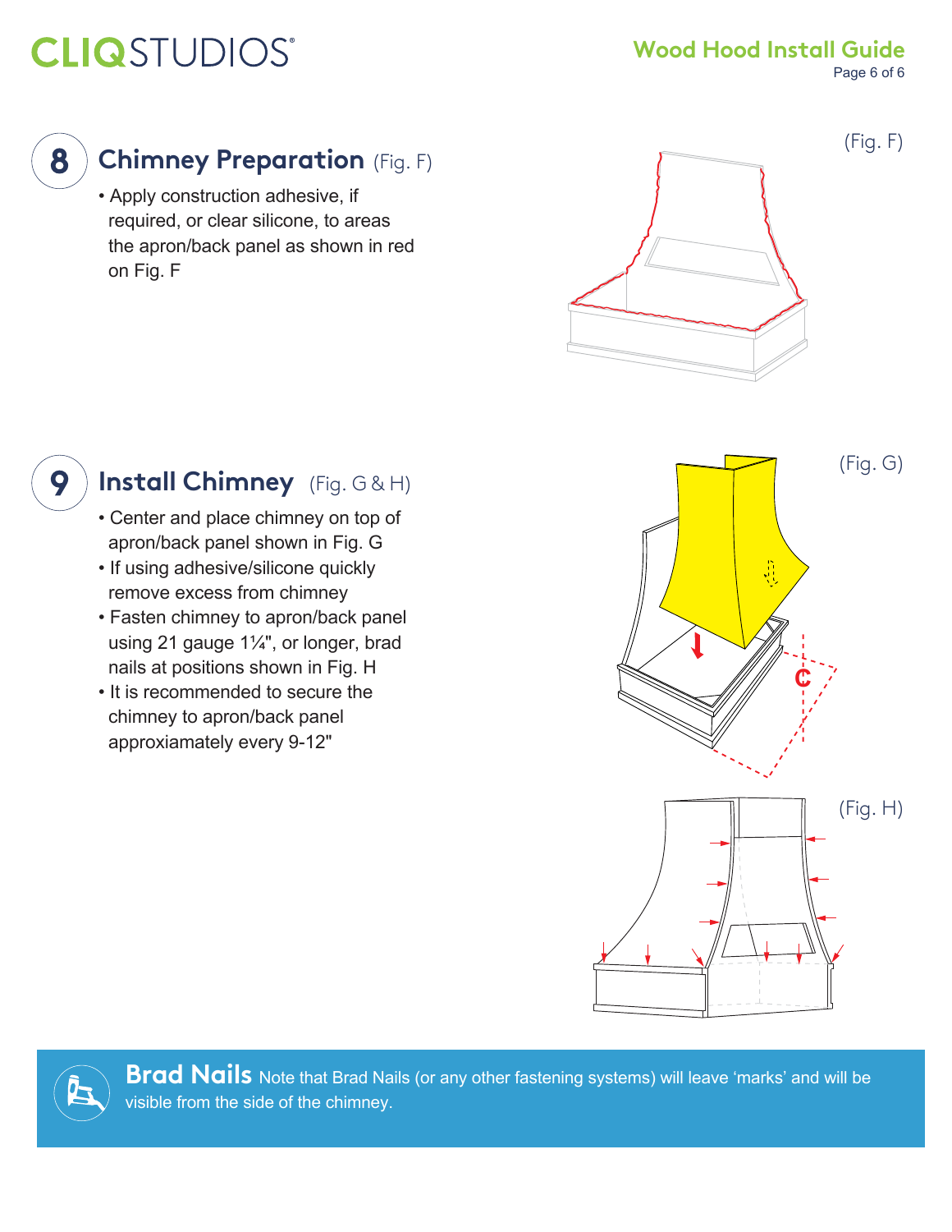## 8 Chimney Preparation (Fig. F)

- Apply construction adhesive, if required, or clear silicone, to areas the apron/back panel as shown in red on Fig. F

(Fig. F)

## 9 Install Chimney (Fig. G & H)

- Center and place chimney on top of apron/back panel shown in Fig. G
- If using adhesive/silicone quickly remove excess from chimney
- Fasten chimney to apron/back panel using 21 gauge 1¼", or longer, brad nails at positions shown in Fig. H
- It is recommended to secure the chimney to apron/back panel approxiamately every 9-12"

(Fig. G)

C

(Fig. H)

**Brad Nails** Note that Brad Nails (or any other fastening systems) will leave 'marks' and will be visible from the side of the chimney.